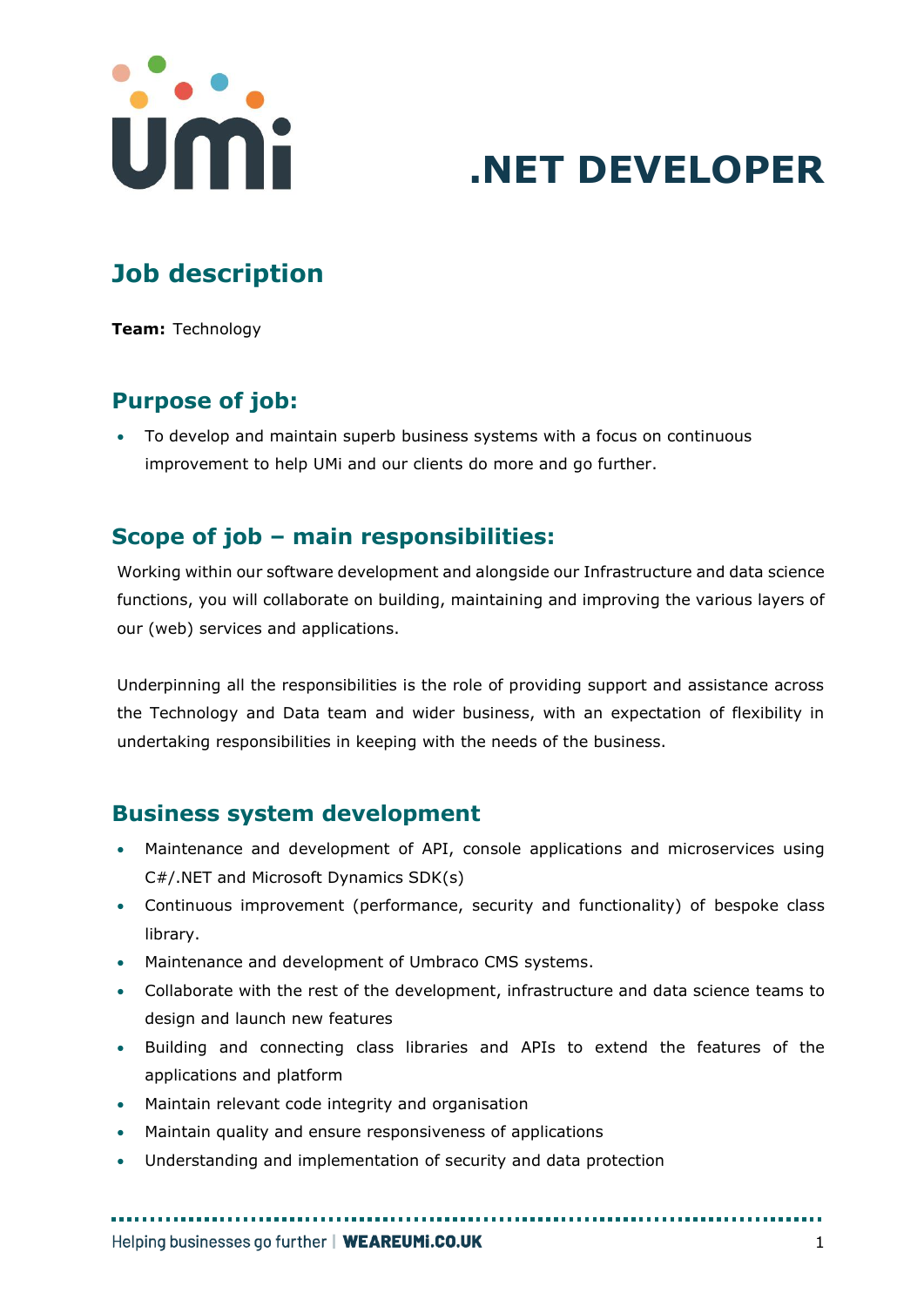# .NET DEVELOPER

## Job description

**Team:** Technology

## Purpose of job:

- To develop and maintain superb business systems with a focus on continuous improvement to help UMi and our clients do more and go further.

## Scope of job – main responsibilities:

Working within our software development and alongside our Infrastructure and data science functions, you will collaborate on building, maintaining and improving the various layers of our (web) services and applications.

Underpinning all the responsibilities is the role of providing support and assistance across the Technology and Data team and wider business, with an expectation of flexibility in undertaking responsibilities in keeping with the needs of the business.

## Business system development

- Maintenance and development of API, console applications and microservices using C#/.NET and Microsoft Dynamics SDK(s)
- Continuous improvement (performance, security and functionality) of bespoke class library.
- Maintenance and development of Umbraco CMS systems.
- Collaborate with the rest of the development, infrastructure and data science teams to design and launch new features
- Building and connecting class libraries and APIs to extend the features of the applications and platform
- Maintain relevant code integrity and organisation
- Maintain quality and ensure responsiveness of applications
- Understanding and implementation of security and data protection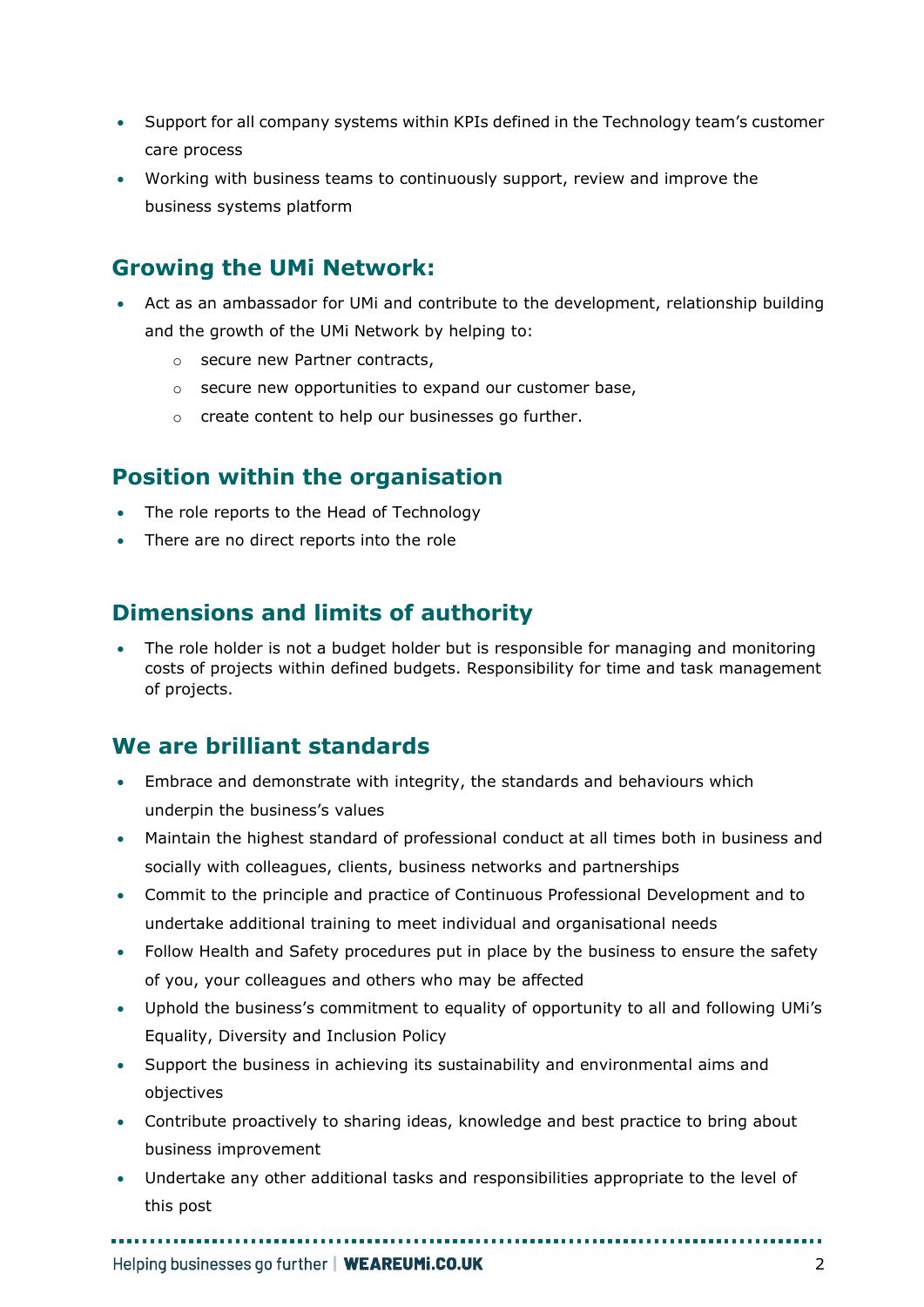- Support for all company systems within KPIs defined in the Technology team's customer care process
- Working with business teams to continuously support, review and improve the business systems platform

## Growing the UMi Network:

- Act as an ambassador for UMi and contribute to the development, relationship building and the growth of the UMi Network by helping to:
  - secure new Partner contracts,
  - secure new opportunities to expand our customer base,
  - create content to help our businesses go further.

## Position within the organisation

- The role reports to the Head of Technology
- There are no direct reports into the role

## Dimensions and limits of authority

- The role holder is not a budget holder but is responsible for managing and monitoring costs of projects within defined budgets. Responsibility for time and task management of projects.

## We are brilliant standards

- Embrace and demonstrate with integrity, the standards and behaviours which underpin the business's values
- Maintain the highest standard of professional conduct at all times both in business and socially with colleagues, clients, business networks and partnerships
- Commit to the principle and practice of Continuous Professional Development and to undertake additional training to meet individual and organisational needs
- Follow Health and Safety procedures put in place by the business to ensure the safety of you, your colleagues and others who may be affected
- Uphold the business's commitment to equality of opportunity to all and following UMi's Equality, Diversity and Inclusion Policy
- Support the business in achieving its sustainability and environmental aims and objectives
- Contribute proactively to sharing ideas, knowledge and best practice to bring about business improvement
- Undertake any other additional tasks and responsibilities appropriate to the level of this post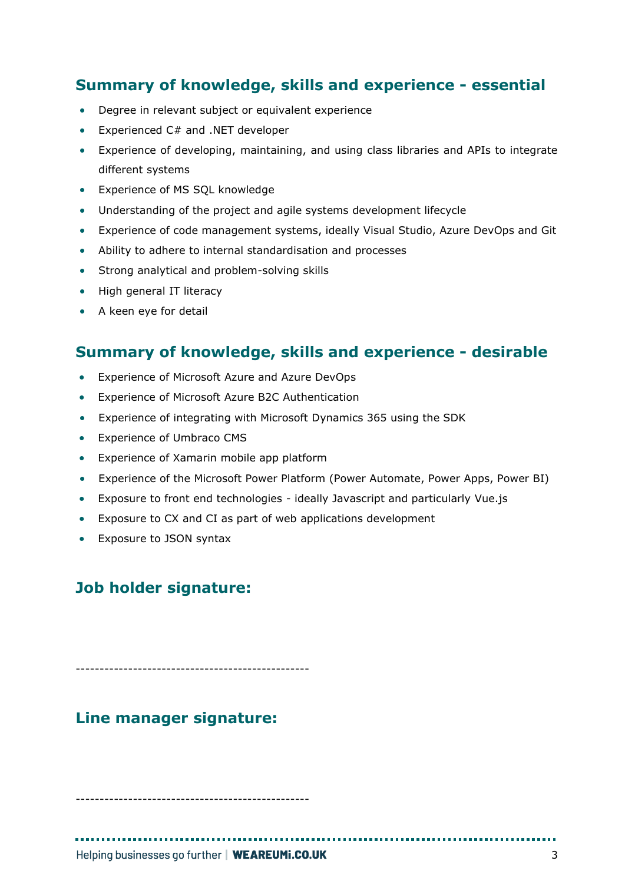## Summary of knowledge, skills and experience - essential

- Degree in relevant subject or equivalent experience
- Experienced C# and .NET developer
- Experience of developing, maintaining, and using class libraries and APIs to integrate different systems
- Experience of MS SQL knowledge
- Understanding of the project and agile systems development lifecycle
- Experience of code management systems, ideally Visual Studio, Azure DevOps and Git
- Ability to adhere to internal standardisation and processes
- Strong analytical and problem-solving skills
- High general IT literacy
- A keen eye for detail

## Summary of knowledge, skills and experience - desirable

- Experience of Microsoft Azure and Azure DevOps
- Experience of Microsoft Azure B2C Authentication
- Experience of integrating with Microsoft Dynamics 365 using the SDK
- Experience of Umbraco CMS
- Experience of Xamarin mobile app platform
- Experience of the Microsoft Power Platform (Power Automate, Power Apps, Power BI)
- Exposure to front end technologies - ideally Javascript and particularly Vue.js
- Exposure to CX and CI as part of web applications development
- Exposure to JSON syntax

## Job holder signature:

-------------------------------------------------

## Line manager signature:

-------------------------------------------------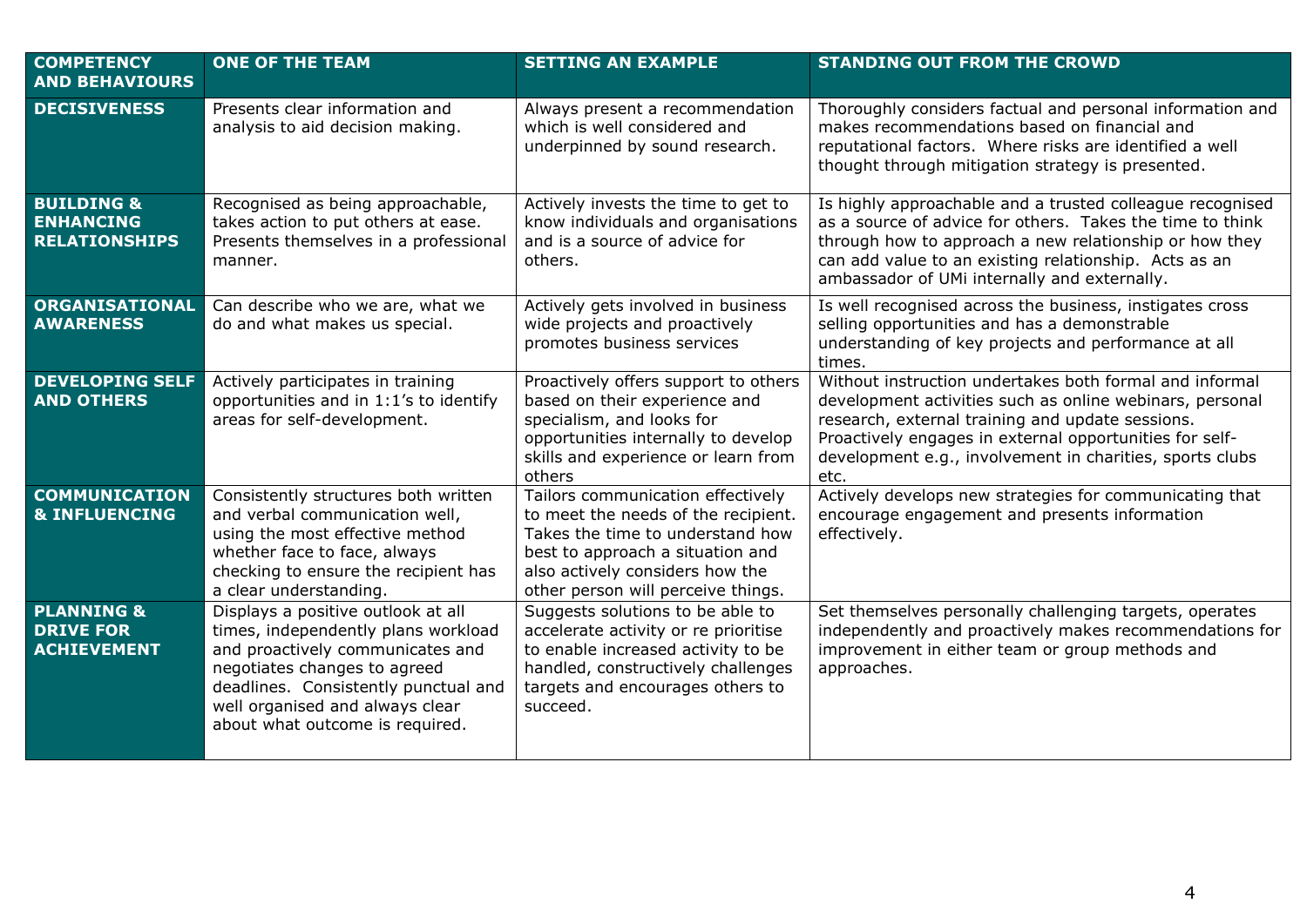| COMPETENCY AND BEHAVIOURS | ONE OF THE TEAM | SETTING AN EXAMPLE | STANDING OUT FROM THE CROWD |
|---|---|---|---|
| **DECISIVENESS** | Presents clear information and analysis to aid decision making. | Always present a recommendation which is well considered and underpinned by sound research. | Thoroughly considers factual and personal information and makes recommendations based on financial and reputational factors. Where risks are identified a well thought through mitigation strategy is presented. |
| **BUILDING & ENHANCING RELATIONSHIPS** | Recognised as being approachable, takes action to put others at ease. Presents themselves in a professional manner. | Actively invests the time to get to know individuals and organisations and is a source of advice for others. | Is highly approachable and a trusted colleague recognised as a source of advice for others. Takes the time to think through how to approach a new relationship or how they can add value to an existing relationship. Acts as an ambassador of UMi internally and externally. |
| **ORGANISATIONAL AWARENESS** | Can describe who we are, what we do and what makes us special. | Actively gets involved in business wide projects and proactively promotes business services | Is well recognised across the business, instigates cross selling opportunities and has a demonstrable understanding of key projects and performance at all times. |
| **DEVELOPING SELF AND OTHERS** | Actively participates in training opportunities and in 1:1's to identify areas for self-development. | Proactively offers support to others based on their experience and specialism, and looks for opportunities internally to develop skills and experience or learn from others | Without instruction undertakes both formal and informal development activities such as online webinars, personal research, external training and update sessions. Proactively engages in external opportunities for self-development e.g., involvement in charities, sports clubs etc. |
| **COMMUNICATION & INFLUENCING** | Consistently structures both written and verbal communication well, using the most effective method whether face to face, always checking to ensure the recipient has a clear understanding. | Tailors communication effectively to meet the needs of the recipient. Takes the time to understand how best to approach a situation and also actively considers how the other person will perceive things. | Actively develops new strategies for communicating that encourage engagement and presents information effectively. |
| **PLANNING & DRIVE FOR ACHIEVEMENT** | Displays a positive outlook at all times, independently plans workload and proactively communicates and negotiates changes to agreed deadlines. Consistently punctual and well organised and always clear about what outcome is required. | Suggests solutions to be able to accelerate activity or re prioritise to enable increased activity to be handled, constructively challenges targets and encourages others to succeed. | Set themselves personally challenging targets, operates independently and proactively makes recommendations for improvement in either team or group methods and approaches. |